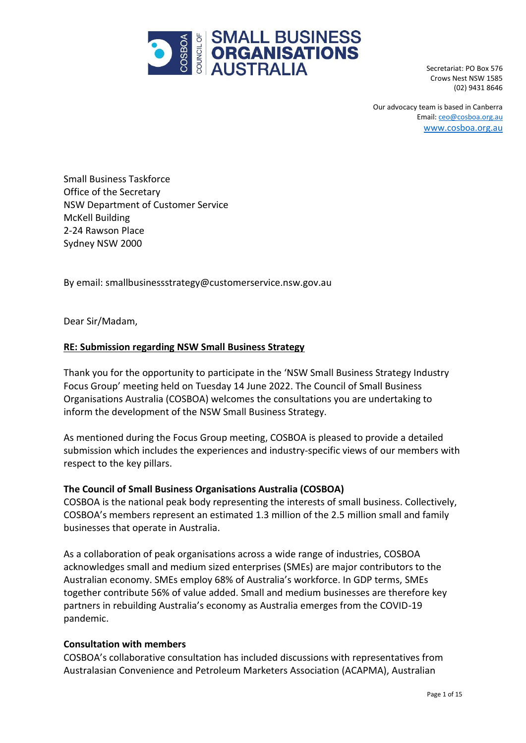Secretariat: PO Box 576
Crows Nest NSW 1585
(02) 9431 8646

Our advocacy team is based in Canberra
Email: ceo@cosboa.org.au
www.cosboa.org.au

Small Business Taskforce
Office of the Secretary
NSW Department of Customer Service
McKell Building
2-24 Rawson Place
Sydney NSW 2000

By email: smallbusinessstrategy@customerservice.nsw.gov.au

Dear Sir/Madam,

**RE: Submission regarding NSW Small Business Strategy**

Thank you for the opportunity to participate in the 'NSW Small Business Strategy Industry Focus Group' meeting held on Tuesday 14 June 2022. The Council of Small Business Organisations Australia (COSBOA) welcomes the consultations you are undertaking to inform the development of the NSW Small Business Strategy.

As mentioned during the Focus Group meeting, COSBOA is pleased to provide a detailed submission which includes the experiences and industry-specific views of our members with respect to the key pillars.

**The Council of Small Business Organisations Australia (COSBOA)**

COSBOA is the national peak body representing the interests of small business. Collectively, COSBOA's members represent an estimated 1.3 million of the 2.5 million small and family businesses that operate in Australia.

As a collaboration of peak organisations across a wide range of industries, COSBOA acknowledges small and medium sized enterprises (SMEs) are major contributors to the Australian economy. SMEs employ 68% of Australia's workforce. In GDP terms, SMEs together contribute 56% of value added. Small and medium businesses are therefore key partners in rebuilding Australia's economy as Australia emerges from the COVID-19 pandemic.

**Consultation with members**

COSBOA's collaborative consultation has included discussions with representatives from Australasian Convenience and Petroleum Marketers Association (ACAPMA), Australian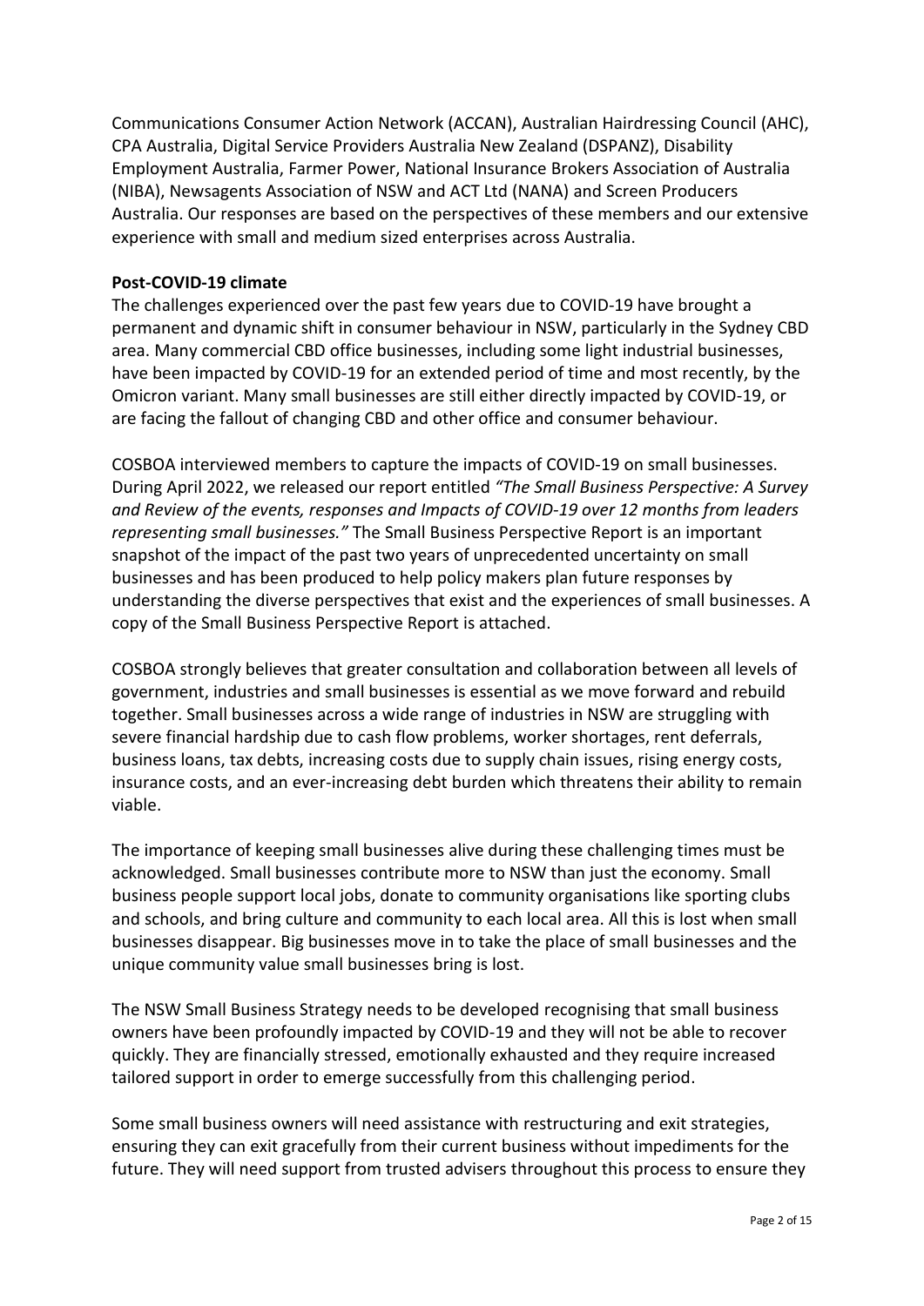Communications Consumer Action Network (ACCAN), Australian Hairdressing Council (AHC), CPA Australia, Digital Service Providers Australia New Zealand (DSPANZ), Disability Employment Australia, Farmer Power, National Insurance Brokers Association of Australia (NIBA), Newsagents Association of NSW and ACT Ltd (NANA) and Screen Producers Australia. Our responses are based on the perspectives of these members and our extensive experience with small and medium sized enterprises across Australia.

**Post-COVID-19 climate**

The challenges experienced over the past few years due to COVID-19 have brought a permanent and dynamic shift in consumer behaviour in NSW, particularly in the Sydney CBD area. Many commercial CBD office businesses, including some light industrial businesses, have been impacted by COVID-19 for an extended period of time and most recently, by the Omicron variant. Many small businesses are still either directly impacted by COVID-19, or are facing the fallout of changing CBD and other office and consumer behaviour.

COSBOA interviewed members to capture the impacts of COVID-19 on small businesses. During April 2022, we released our report entitled *"The Small Business Perspective: A Survey and Review of the events, responses and Impacts of COVID-19 over 12 months from leaders representing small businesses."* The Small Business Perspective Report is an important snapshot of the impact of the past two years of unprecedented uncertainty on small businesses and has been produced to help policy makers plan future responses by understanding the diverse perspectives that exist and the experiences of small businesses. A copy of the Small Business Perspective Report is attached.

COSBOA strongly believes that greater consultation and collaboration between all levels of government, industries and small businesses is essential as we move forward and rebuild together. Small businesses across a wide range of industries in NSW are struggling with severe financial hardship due to cash flow problems, worker shortages, rent deferrals, business loans, tax debts, increasing costs due to supply chain issues, rising energy costs, insurance costs, and an ever-increasing debt burden which threatens their ability to remain viable.

The importance of keeping small businesses alive during these challenging times must be acknowledged. Small businesses contribute more to NSW than just the economy. Small business people support local jobs, donate to community organisations like sporting clubs and schools, and bring culture and community to each local area. All this is lost when small businesses disappear. Big businesses move in to take the place of small businesses and the unique community value small businesses bring is lost.

The NSW Small Business Strategy needs to be developed recognising that small business owners have been profoundly impacted by COVID-19 and they will not be able to recover quickly. They are financially stressed, emotionally exhausted and they require increased tailored support in order to emerge successfully from this challenging period.

Some small business owners will need assistance with restructuring and exit strategies, ensuring they can exit gracefully from their current business without impediments for the future. They will need support from trusted advisers throughout this process to ensure they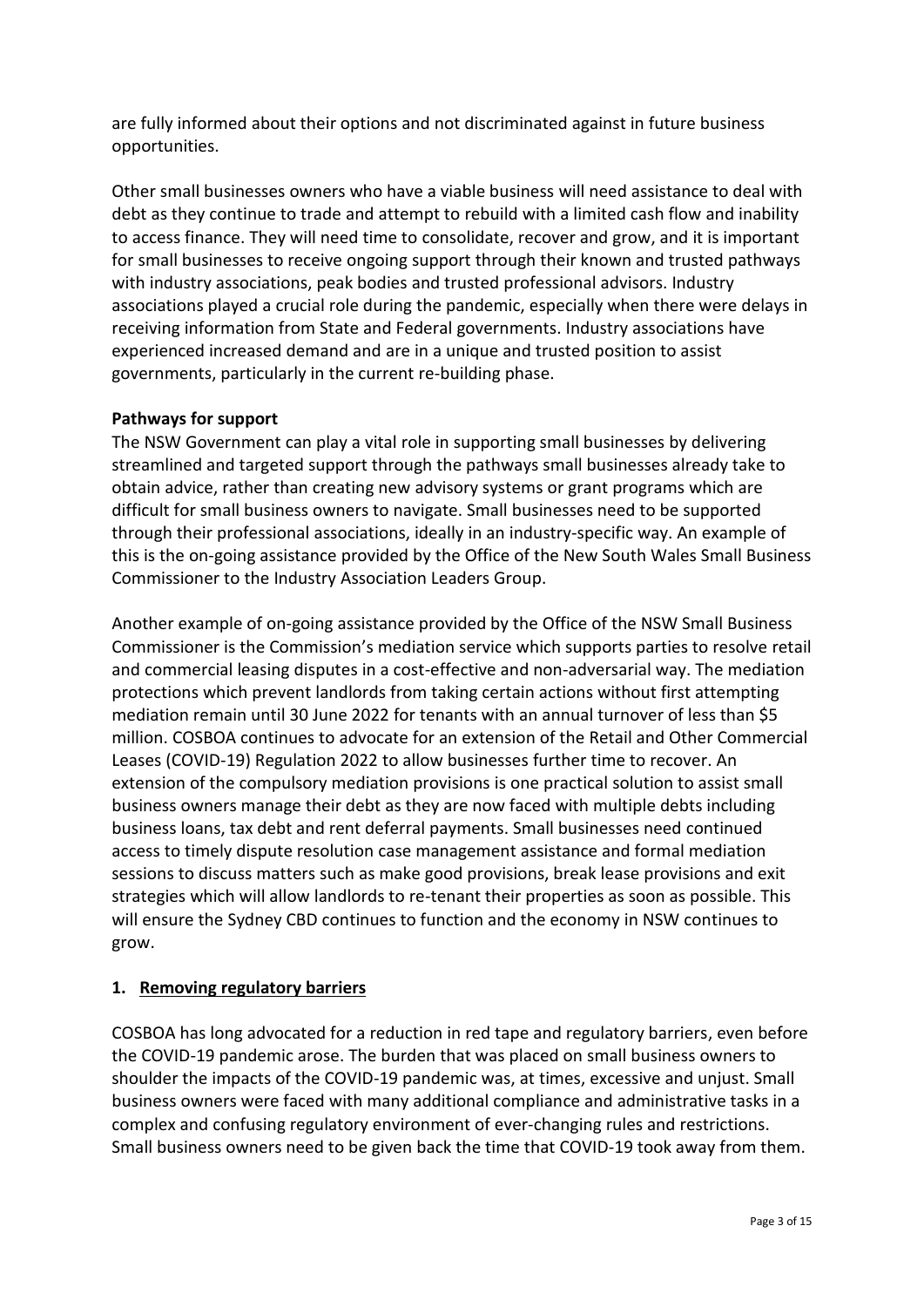are fully informed about their options and not discriminated against in future business opportunities.

Other small businesses owners who have a viable business will need assistance to deal with debt as they continue to trade and attempt to rebuild with a limited cash flow and inability to access finance. They will need time to consolidate, recover and grow, and it is important for small businesses to receive ongoing support through their known and trusted pathways with industry associations, peak bodies and trusted professional advisors. Industry associations played a crucial role during the pandemic, especially when there were delays in receiving information from State and Federal governments. Industry associations have experienced increased demand and are in a unique and trusted position to assist governments, particularly in the current re-building phase.

**Pathways for support**

The NSW Government can play a vital role in supporting small businesses by delivering streamlined and targeted support through the pathways small businesses already take to obtain advice, rather than creating new advisory systems or grant programs which are difficult for small business owners to navigate. Small businesses need to be supported through their professional associations, ideally in an industry-specific way. An example of this is the on-going assistance provided by the Office of the New South Wales Small Business Commissioner to the Industry Association Leaders Group.

Another example of on-going assistance provided by the Office of the NSW Small Business Commissioner is the Commission's mediation service which supports parties to resolve retail and commercial leasing disputes in a cost-effective and non-adversarial way. The mediation protections which prevent landlords from taking certain actions without first attempting mediation remain until 30 June 2022 for tenants with an annual turnover of less than $5 million. COSBOA continues to advocate for an extension of the Retail and Other Commercial Leases (COVID-19) Regulation 2022 to allow businesses further time to recover. An extension of the compulsory mediation provisions is one practical solution to assist small business owners manage their debt as they are now faced with multiple debts including business loans, tax debt and rent deferral payments. Small businesses need continued access to timely dispute resolution case management assistance and formal mediation sessions to discuss matters such as make good provisions, break lease provisions and exit strategies which will allow landlords to re-tenant their properties as soon as possible. This will ensure the Sydney CBD continues to function and the economy in NSW continues to grow.

## 1. Removing regulatory barriers

COSBOA has long advocated for a reduction in red tape and regulatory barriers, even before the COVID-19 pandemic arose. The burden that was placed on small business owners to shoulder the impacts of the COVID-19 pandemic was, at times, excessive and unjust. Small business owners were faced with many additional compliance and administrative tasks in a complex and confusing regulatory environment of ever-changing rules and restrictions. Small business owners need to be given back the time that COVID-19 took away from them.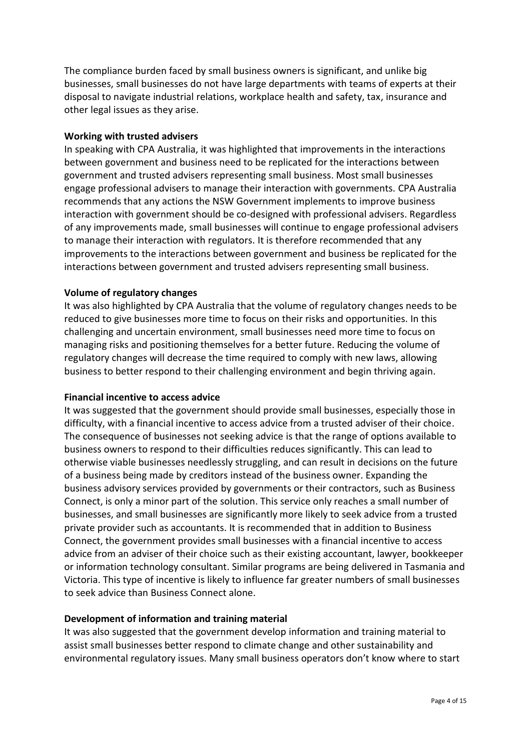The compliance burden faced by small business owners is significant, and unlike big businesses, small businesses do not have large departments with teams of experts at their disposal to navigate industrial relations, workplace health and safety, tax, insurance and other legal issues as they arise.

**Working with trusted advisers**

In speaking with CPA Australia, it was highlighted that improvements in the interactions between government and business need to be replicated for the interactions between government and trusted advisers representing small business. Most small businesses engage professional advisers to manage their interaction with governments. CPA Australia recommends that any actions the NSW Government implements to improve business interaction with government should be co-designed with professional advisers. Regardless of any improvements made, small businesses will continue to engage professional advisers to manage their interaction with regulators. It is therefore recommended that any improvements to the interactions between government and business be replicated for the interactions between government and trusted advisers representing small business.

**Volume of regulatory changes**

It was also highlighted by CPA Australia that the volume of regulatory changes needs to be reduced to give businesses more time to focus on their risks and opportunities. In this challenging and uncertain environment, small businesses need more time to focus on managing risks and positioning themselves for a better future. Reducing the volume of regulatory changes will decrease the time required to comply with new laws, allowing business to better respond to their challenging environment and begin thriving again.

**Financial incentive to access advice**

It was suggested that the government should provide small businesses, especially those in difficulty, with a financial incentive to access advice from a trusted adviser of their choice. The consequence of businesses not seeking advice is that the range of options available to business owners to respond to their difficulties reduces significantly. This can lead to otherwise viable businesses needlessly struggling, and can result in decisions on the future of a business being made by creditors instead of the business owner. Expanding the business advisory services provided by governments or their contractors, such as Business Connect, is only a minor part of the solution. This service only reaches a small number of businesses, and small businesses are significantly more likely to seek advice from a trusted private provider such as accountants. It is recommended that in addition to Business Connect, the government provides small businesses with a financial incentive to access advice from an adviser of their choice such as their existing accountant, lawyer, bookkeeper or information technology consultant. Similar programs are being delivered in Tasmania and Victoria. This type of incentive is likely to influence far greater numbers of small businesses to seek advice than Business Connect alone.

**Development of information and training material**

It was also suggested that the government develop information and training material to assist small businesses better respond to climate change and other sustainability and environmental regulatory issues. Many small business operators don't know where to start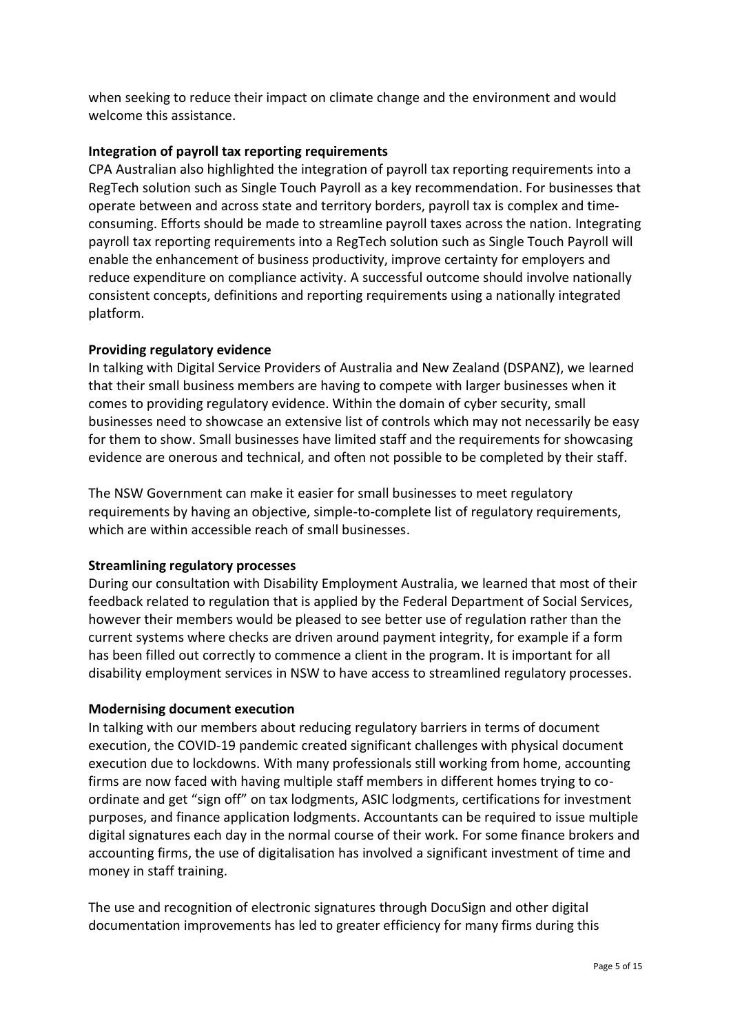when seeking to reduce their impact on climate change and the environment and would welcome this assistance.

**Integration of payroll tax reporting requirements**

CPA Australian also highlighted the integration of payroll tax reporting requirements into a RegTech solution such as Single Touch Payroll as a key recommendation. For businesses that operate between and across state and territory borders, payroll tax is complex and time-consuming. Efforts should be made to streamline payroll taxes across the nation. Integrating payroll tax reporting requirements into a RegTech solution such as Single Touch Payroll will enable the enhancement of business productivity, improve certainty for employers and reduce expenditure on compliance activity. A successful outcome should involve nationally consistent concepts, definitions and reporting requirements using a nationally integrated platform.

**Providing regulatory evidence**

In talking with Digital Service Providers of Australia and New Zealand (DSPANZ), we learned that their small business members are having to compete with larger businesses when it comes to providing regulatory evidence. Within the domain of cyber security, small businesses need to showcase an extensive list of controls which may not necessarily be easy for them to show. Small businesses have limited staff and the requirements for showcasing evidence are onerous and technical, and often not possible to be completed by their staff.

The NSW Government can make it easier for small businesses to meet regulatory requirements by having an objective, simple-to-complete list of regulatory requirements, which are within accessible reach of small businesses.

**Streamlining regulatory processes**

During our consultation with Disability Employment Australia, we learned that most of their feedback related to regulation that is applied by the Federal Department of Social Services, however their members would be pleased to see better use of regulation rather than the current systems where checks are driven around payment integrity, for example if a form has been filled out correctly to commence a client in the program. It is important for all disability employment services in NSW to have access to streamlined regulatory processes.

**Modernising document execution**

In talking with our members about reducing regulatory barriers in terms of document execution, the COVID-19 pandemic created significant challenges with physical document execution due to lockdowns. With many professionals still working from home, accounting firms are now faced with having multiple staff members in different homes trying to co-ordinate and get "sign off" on tax lodgments, ASIC lodgments, certifications for investment purposes, and finance application lodgments. Accountants can be required to issue multiple digital signatures each day in the normal course of their work. For some finance brokers and accounting firms, the use of digitalisation has involved a significant investment of time and money in staff training.

The use and recognition of electronic signatures through DocuSign and other digital documentation improvements has led to greater efficiency for many firms during this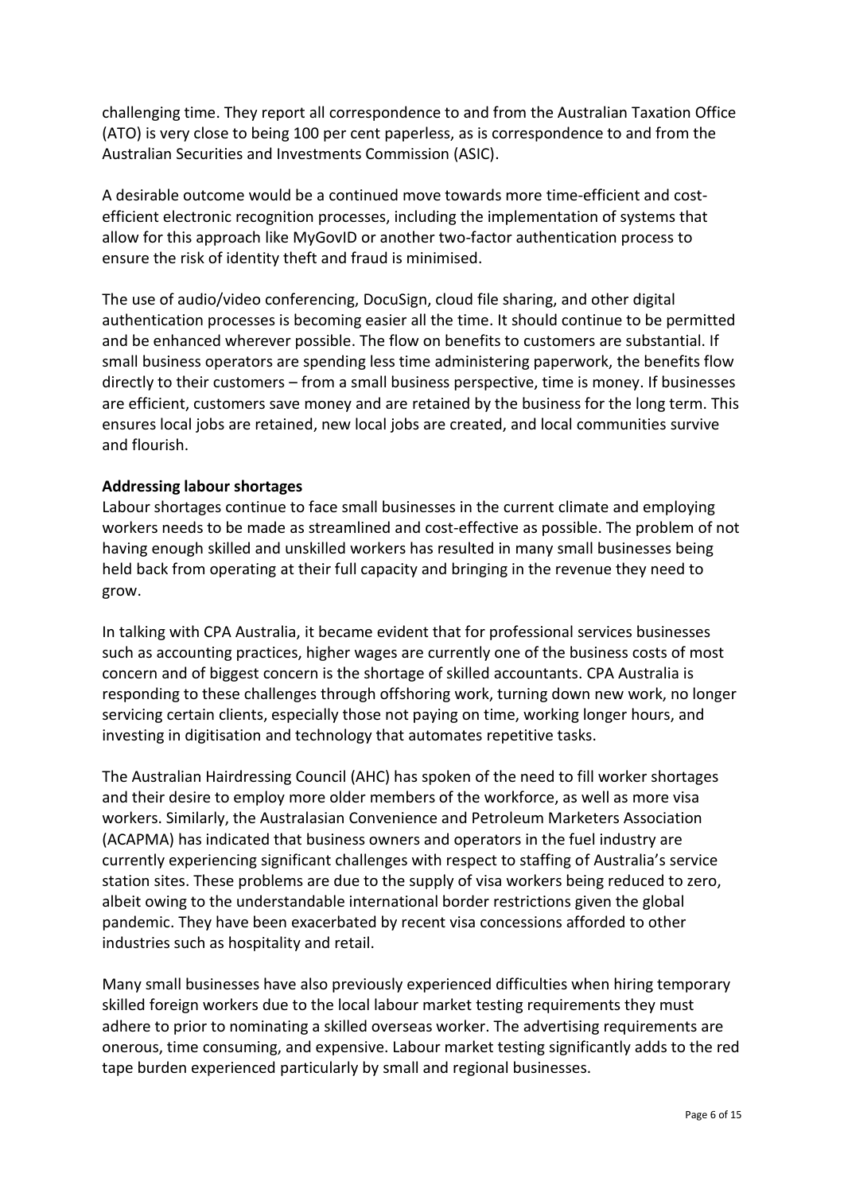challenging time. They report all correspondence to and from the Australian Taxation Office (ATO) is very close to being 100 per cent paperless, as is correspondence to and from the Australian Securities and Investments Commission (ASIC).

A desirable outcome would be a continued move towards more time-efficient and cost-efficient electronic recognition processes, including the implementation of systems that allow for this approach like MyGovID or another two-factor authentication process to ensure the risk of identity theft and fraud is minimised.

The use of audio/video conferencing, DocuSign, cloud file sharing, and other digital authentication processes is becoming easier all the time. It should continue to be permitted and be enhanced wherever possible. The flow on benefits to customers are substantial. If small business operators are spending less time administering paperwork, the benefits flow directly to their customers – from a small business perspective, time is money. If businesses are efficient, customers save money and are retained by the business for the long term. This ensures local jobs are retained, new local jobs are created, and local communities survive and flourish.

**Addressing labour shortages**

Labour shortages continue to face small businesses in the current climate and employing workers needs to be made as streamlined and cost-effective as possible. The problem of not having enough skilled and unskilled workers has resulted in many small businesses being held back from operating at their full capacity and bringing in the revenue they need to grow.

In talking with CPA Australia, it became evident that for professional services businesses such as accounting practices, higher wages are currently one of the business costs of most concern and of biggest concern is the shortage of skilled accountants. CPA Australia is responding to these challenges through offshoring work, turning down new work, no longer servicing certain clients, especially those not paying on time, working longer hours, and investing in digitisation and technology that automates repetitive tasks.

The Australian Hairdressing Council (AHC) has spoken of the need to fill worker shortages and their desire to employ more older members of the workforce, as well as more visa workers. Similarly, the Australasian Convenience and Petroleum Marketers Association (ACAPMA) has indicated that business owners and operators in the fuel industry are currently experiencing significant challenges with respect to staffing of Australia's service station sites. These problems are due to the supply of visa workers being reduced to zero, albeit owing to the understandable international border restrictions given the global pandemic. They have been exacerbated by recent visa concessions afforded to other industries such as hospitality and retail.

Many small businesses have also previously experienced difficulties when hiring temporary skilled foreign workers due to the local labour market testing requirements they must adhere to prior to nominating a skilled overseas worker. The advertising requirements are onerous, time consuming, and expensive. Labour market testing significantly adds to the red tape burden experienced particularly by small and regional businesses.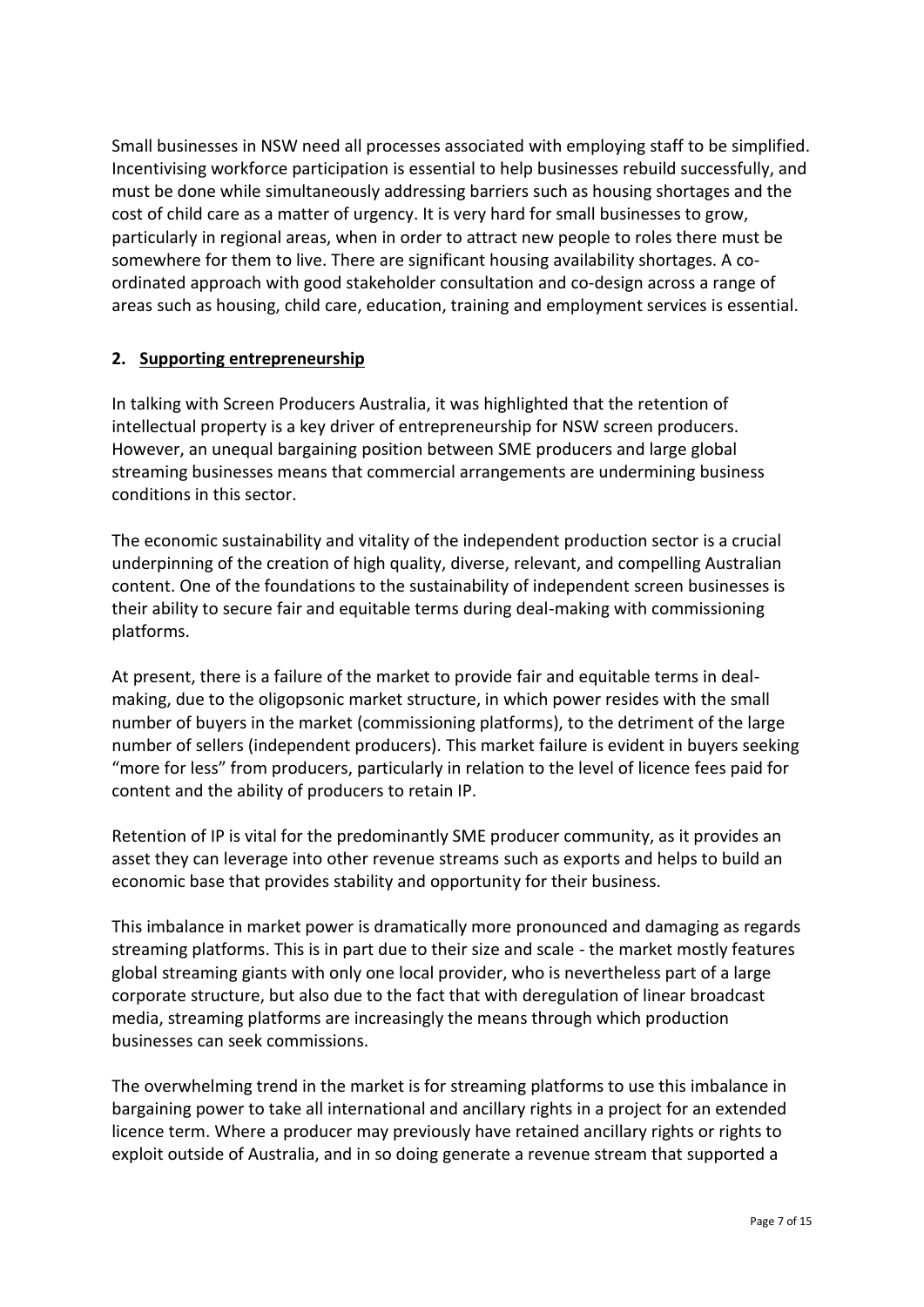Small businesses in NSW need all processes associated with employing staff to be simplified. Incentivising workforce participation is essential to help businesses rebuild successfully, and must be done while simultaneously addressing barriers such as housing shortages and the cost of child care as a matter of urgency. It is very hard for small businesses to grow, particularly in regional areas, when in order to attract new people to roles there must be somewhere for them to live. There are significant housing availability shortages. A co-ordinated approach with good stakeholder consultation and co-design across a range of areas such as housing, child care, education, training and employment services is essential.

## 2. Supporting entrepreneurship

In talking with Screen Producers Australia, it was highlighted that the retention of intellectual property is a key driver of entrepreneurship for NSW screen producers. However, an unequal bargaining position between SME producers and large global streaming businesses means that commercial arrangements are undermining business conditions in this sector.

The economic sustainability and vitality of the independent production sector is a crucial underpinning of the creation of high quality, diverse, relevant, and compelling Australian content. One of the foundations to the sustainability of independent screen businesses is their ability to secure fair and equitable terms during deal-making with commissioning platforms.

At present, there is a failure of the market to provide fair and equitable terms in deal-making, due to the oligopsonic market structure, in which power resides with the small number of buyers in the market (commissioning platforms), to the detriment of the large number of sellers (independent producers). This market failure is evident in buyers seeking "more for less" from producers, particularly in relation to the level of licence fees paid for content and the ability of producers to retain IP.

Retention of IP is vital for the predominantly SME producer community, as it provides an asset they can leverage into other revenue streams such as exports and helps to build an economic base that provides stability and opportunity for their business.

This imbalance in market power is dramatically more pronounced and damaging as regards streaming platforms. This is in part due to their size and scale - the market mostly features global streaming giants with only one local provider, who is nevertheless part of a large corporate structure, but also due to the fact that with deregulation of linear broadcast media, streaming platforms are increasingly the means through which production businesses can seek commissions.

The overwhelming trend in the market is for streaming platforms to use this imbalance in bargaining power to take all international and ancillary rights in a project for an extended licence term. Where a producer may previously have retained ancillary rights or rights to exploit outside of Australia, and in so doing generate a revenue stream that supported a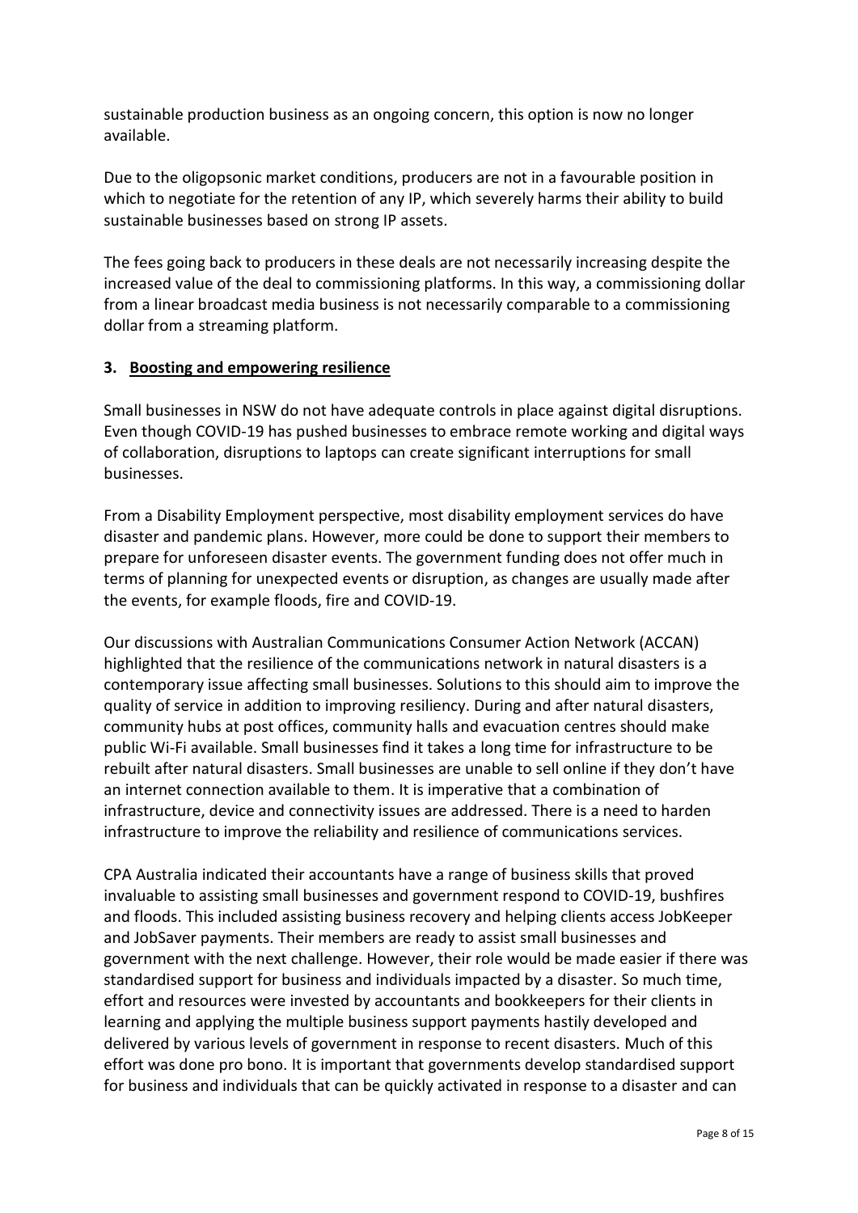sustainable production business as an ongoing concern, this option is now no longer available.

Due to the oligopsonic market conditions, producers are not in a favourable position in which to negotiate for the retention of any IP, which severely harms their ability to build sustainable businesses based on strong IP assets.

The fees going back to producers in these deals are not necessarily increasing despite the increased value of the deal to commissioning platforms. In this way, a commissioning dollar from a linear broadcast media business is not necessarily comparable to a commissioning dollar from a streaming platform.

## 3. Boosting and empowering resilience

Small businesses in NSW do not have adequate controls in place against digital disruptions. Even though COVID-19 has pushed businesses to embrace remote working and digital ways of collaboration, disruptions to laptops can create significant interruptions for small businesses.

From a Disability Employment perspective, most disability employment services do have disaster and pandemic plans. However, more could be done to support their members to prepare for unforeseen disaster events. The government funding does not offer much in terms of planning for unexpected events or disruption, as changes are usually made after the events, for example floods, fire and COVID-19.

Our discussions with Australian Communications Consumer Action Network (ACCAN) highlighted that the resilience of the communications network in natural disasters is a contemporary issue affecting small businesses. Solutions to this should aim to improve the quality of service in addition to improving resiliency. During and after natural disasters, community hubs at post offices, community halls and evacuation centres should make public Wi-Fi available. Small businesses find it takes a long time for infrastructure to be rebuilt after natural disasters. Small businesses are unable to sell online if they don't have an internet connection available to them. It is imperative that a combination of infrastructure, device and connectivity issues are addressed. There is a need to harden infrastructure to improve the reliability and resilience of communications services.

CPA Australia indicated their accountants have a range of business skills that proved invaluable to assisting small businesses and government respond to COVID-19, bushfires and floods. This included assisting business recovery and helping clients access JobKeeper and JobSaver payments. Their members are ready to assist small businesses and government with the next challenge. However, their role would be made easier if there was standardised support for business and individuals impacted by a disaster. So much time, effort and resources were invested by accountants and bookkeepers for their clients in learning and applying the multiple business support payments hastily developed and delivered by various levels of government in response to recent disasters. Much of this effort was done pro bono. It is important that governments develop standardised support for business and individuals that can be quickly activated in response to a disaster and can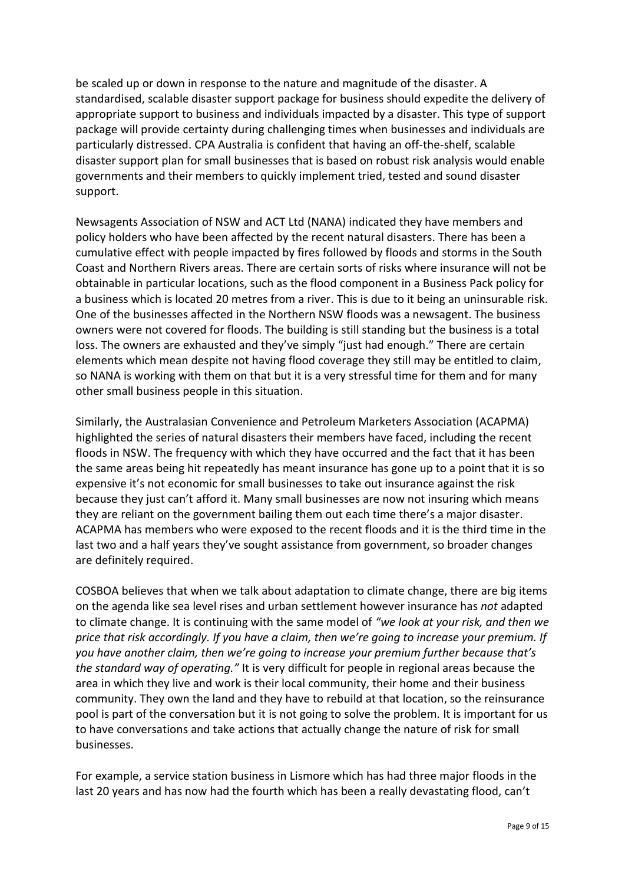be scaled up or down in response to the nature and magnitude of the disaster. A standardised, scalable disaster support package for business should expedite the delivery of appropriate support to business and individuals impacted by a disaster. This type of support package will provide certainty during challenging times when businesses and individuals are particularly distressed. CPA Australia is confident that having an off-the-shelf, scalable disaster support plan for small businesses that is based on robust risk analysis would enable governments and their members to quickly implement tried, tested and sound disaster support.

Newsagents Association of NSW and ACT Ltd (NANA) indicated they have members and policy holders who have been affected by the recent natural disasters. There has been a cumulative effect with people impacted by fires followed by floods and storms in the South Coast and Northern Rivers areas. There are certain sorts of risks where insurance will not be obtainable in particular locations, such as the flood component in a Business Pack policy for a business which is located 20 metres from a river. This is due to it being an uninsurable risk. One of the businesses affected in the Northern NSW floods was a newsagent. The business owners were not covered for floods. The building is still standing but the business is a total loss. The owners are exhausted and they've simply "just had enough." There are certain elements which mean despite not having flood coverage they still may be entitled to claim, so NANA is working with them on that but it is a very stressful time for them and for many other small business people in this situation.

Similarly, the Australasian Convenience and Petroleum Marketers Association (ACAPMA) highlighted the series of natural disasters their members have faced, including the recent floods in NSW. The frequency with which they have occurred and the fact that it has been the same areas being hit repeatedly has meant insurance has gone up to a point that it is so expensive it's not economic for small businesses to take out insurance against the risk because they just can't afford it. Many small businesses are now not insuring which means they are reliant on the government bailing them out each time there's a major disaster. ACAPMA has members who were exposed to the recent floods and it is the third time in the last two and a half years they've sought assistance from government, so broader changes are definitely required.

COSBOA believes that when we talk about adaptation to climate change, there are big items on the agenda like sea level rises and urban settlement however insurance has *not* adapted to climate change. It is continuing with the same model of *"we look at your risk, and then we price that risk accordingly. If you have a claim, then we're going to increase your premium. If you have another claim, then we're going to increase your premium further because that's the standard way of operating."* It is very difficult for people in regional areas because the area in which they live and work is their local community, their home and their business community. They own the land and they have to rebuild at that location, so the reinsurance pool is part of the conversation but it is not going to solve the problem. It is important for us to have conversations and take actions that actually change the nature of risk for small businesses.

For example, a service station business in Lismore which has had three major floods in the last 20 years and has now had the fourth which has been a really devastating flood, can't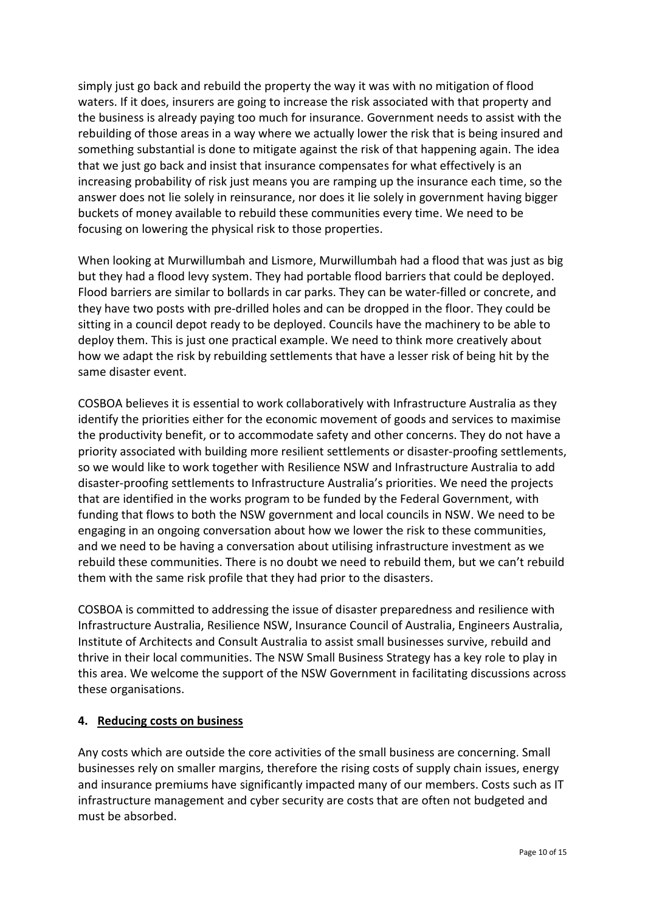simply just go back and rebuild the property the way it was with no mitigation of flood waters. If it does, insurers are going to increase the risk associated with that property and the business is already paying too much for insurance. Government needs to assist with the rebuilding of those areas in a way where we actually lower the risk that is being insured and something substantial is done to mitigate against the risk of that happening again. The idea that we just go back and insist that insurance compensates for what effectively is an increasing probability of risk just means you are ramping up the insurance each time, so the answer does not lie solely in reinsurance, nor does it lie solely in government having bigger buckets of money available to rebuild these communities every time. We need to be focusing on lowering the physical risk to those properties.

When looking at Murwillumbah and Lismore, Murwillumbah had a flood that was just as big but they had a flood levy system. They had portable flood barriers that could be deployed. Flood barriers are similar to bollards in car parks. They can be water-filled or concrete, and they have two posts with pre-drilled holes and can be dropped in the floor. They could be sitting in a council depot ready to be deployed. Councils have the machinery to be able to deploy them. This is just one practical example. We need to think more creatively about how we adapt the risk by rebuilding settlements that have a lesser risk of being hit by the same disaster event.

COSBOA believes it is essential to work collaboratively with Infrastructure Australia as they identify the priorities either for the economic movement of goods and services to maximise the productivity benefit, or to accommodate safety and other concerns. They do not have a priority associated with building more resilient settlements or disaster-proofing settlements, so we would like to work together with Resilience NSW and Infrastructure Australia to add disaster-proofing settlements to Infrastructure Australia's priorities. We need the projects that are identified in the works program to be funded by the Federal Government, with funding that flows to both the NSW government and local councils in NSW. We need to be engaging in an ongoing conversation about how we lower the risk to these communities, and we need to be having a conversation about utilising infrastructure investment as we rebuild these communities. There is no doubt we need to rebuild them, but we can't rebuild them with the same risk profile that they had prior to the disasters.

COSBOA is committed to addressing the issue of disaster preparedness and resilience with Infrastructure Australia, Resilience NSW, Insurance Council of Australia, Engineers Australia, Institute of Architects and Consult Australia to assist small businesses survive, rebuild and thrive in their local communities. The NSW Small Business Strategy has a key role to play in this area. We welcome the support of the NSW Government in facilitating discussions across these organisations.

## 4. Reducing costs on business

Any costs which are outside the core activities of the small business are concerning. Small businesses rely on smaller margins, therefore the rising costs of supply chain issues, energy and insurance premiums have significantly impacted many of our members. Costs such as IT infrastructure management and cyber security are costs that are often not budgeted and must be absorbed.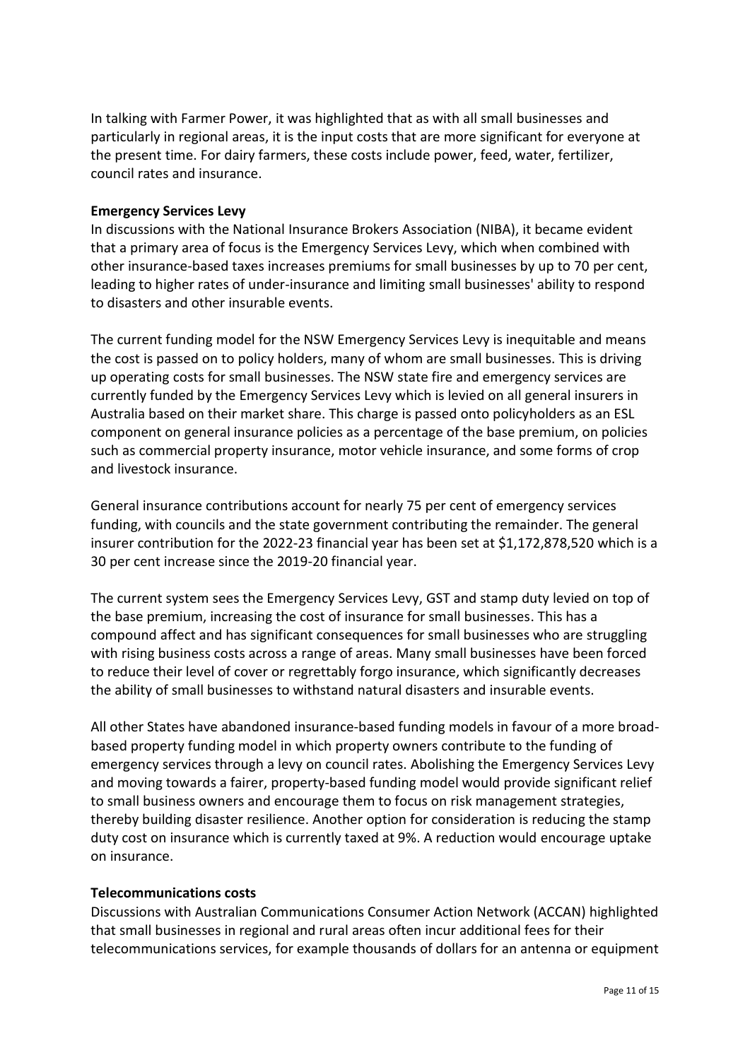In talking with Farmer Power, it was highlighted that as with all small businesses and particularly in regional areas, it is the input costs that are more significant for everyone at the present time. For dairy farmers, these costs include power, feed, water, fertilizer, council rates and insurance.

**Emergency Services Levy**

In discussions with the National Insurance Brokers Association (NIBA), it became evident that a primary area of focus is the Emergency Services Levy, which when combined with other insurance-based taxes increases premiums for small businesses by up to 70 per cent, leading to higher rates of under-insurance and limiting small businesses' ability to respond to disasters and other insurable events.

The current funding model for the NSW Emergency Services Levy is inequitable and means the cost is passed on to policy holders, many of whom are small businesses. This is driving up operating costs for small businesses. The NSW state fire and emergency services are currently funded by the Emergency Services Levy which is levied on all general insurers in Australia based on their market share. This charge is passed onto policyholders as an ESL component on general insurance policies as a percentage of the base premium, on policies such as commercial property insurance, motor vehicle insurance, and some forms of crop and livestock insurance.

General insurance contributions account for nearly 75 per cent of emergency services funding, with councils and the state government contributing the remainder. The general insurer contribution for the 2022-23 financial year has been set at $1,172,878,520 which is a 30 per cent increase since the 2019-20 financial year.

The current system sees the Emergency Services Levy, GST and stamp duty levied on top of the base premium, increasing the cost of insurance for small businesses. This has a compound affect and has significant consequences for small businesses who are struggling with rising business costs across a range of areas. Many small businesses have been forced to reduce their level of cover or regrettably forgo insurance, which significantly decreases the ability of small businesses to withstand natural disasters and insurable events.

All other States have abandoned insurance-based funding models in favour of a more broad-based property funding model in which property owners contribute to the funding of emergency services through a levy on council rates. Abolishing the Emergency Services Levy and moving towards a fairer, property-based funding model would provide significant relief to small business owners and encourage them to focus on risk management strategies, thereby building disaster resilience. Another option for consideration is reducing the stamp duty cost on insurance which is currently taxed at 9%. A reduction would encourage uptake on insurance.

**Telecommunications costs**

Discussions with Australian Communications Consumer Action Network (ACCAN) highlighted that small businesses in regional and rural areas often incur additional fees for their telecommunications services, for example thousands of dollars for an antenna or equipment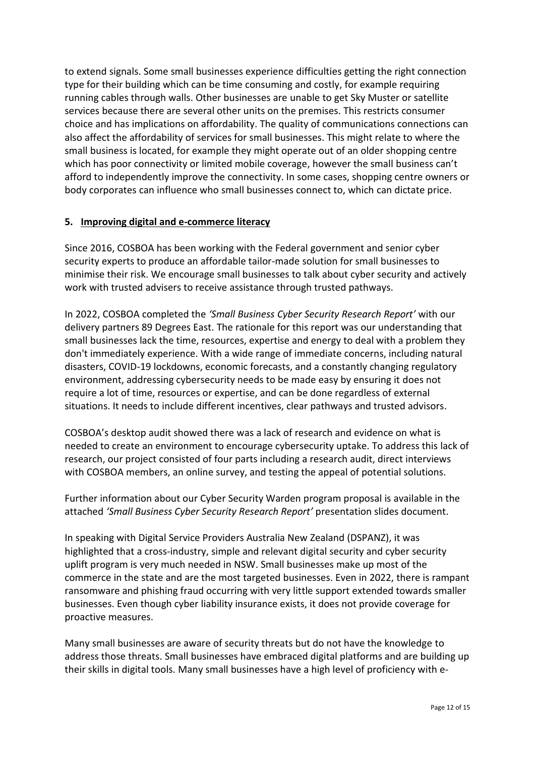to extend signals. Some small businesses experience difficulties getting the right connection type for their building which can be time consuming and costly, for example requiring running cables through walls. Other businesses are unable to get Sky Muster or satellite services because there are several other units on the premises. This restricts consumer choice and has implications on affordability. The quality of communications connections can also affect the affordability of services for small businesses. This might relate to where the small business is located, for example they might operate out of an older shopping centre which has poor connectivity or limited mobile coverage, however the small business can't afford to independently improve the connectivity. In some cases, shopping centre owners or body corporates can influence who small businesses connect to, which can dictate price.

## 5. Improving digital and e-commerce literacy

Since 2016, COSBOA has been working with the Federal government and senior cyber security experts to produce an affordable tailor-made solution for small businesses to minimise their risk. We encourage small businesses to talk about cyber security and actively work with trusted advisers to receive assistance through trusted pathways.

In 2022, COSBOA completed the *'Small Business Cyber Security Research Report'* with our delivery partners 89 Degrees East. The rationale for this report was our understanding that small businesses lack the time, resources, expertise and energy to deal with a problem they don't immediately experience. With a wide range of immediate concerns, including natural disasters, COVID-19 lockdowns, economic forecasts, and a constantly changing regulatory environment, addressing cybersecurity needs to be made easy by ensuring it does not require a lot of time, resources or expertise, and can be done regardless of external situations. It needs to include different incentives, clear pathways and trusted advisors.

COSBOA's desktop audit showed there was a lack of research and evidence on what is needed to create an environment to encourage cybersecurity uptake. To address this lack of research, our project consisted of four parts including a research audit, direct interviews with COSBOA members, an online survey, and testing the appeal of potential solutions.

Further information about our Cyber Security Warden program proposal is available in the attached *'Small Business Cyber Security Research Report'* presentation slides document.

In speaking with Digital Service Providers Australia New Zealand (DSPANZ), it was highlighted that a cross-industry, simple and relevant digital security and cyber security uplift program is very much needed in NSW. Small businesses make up most of the commerce in the state and are the most targeted businesses. Even in 2022, there is rampant ransomware and phishing fraud occurring with very little support extended towards smaller businesses. Even though cyber liability insurance exists, it does not provide coverage for proactive measures.

Many small businesses are aware of security threats but do not have the knowledge to address those threats. Small businesses have embraced digital platforms and are building up their skills in digital tools. Many small businesses have a high level of proficiency with e-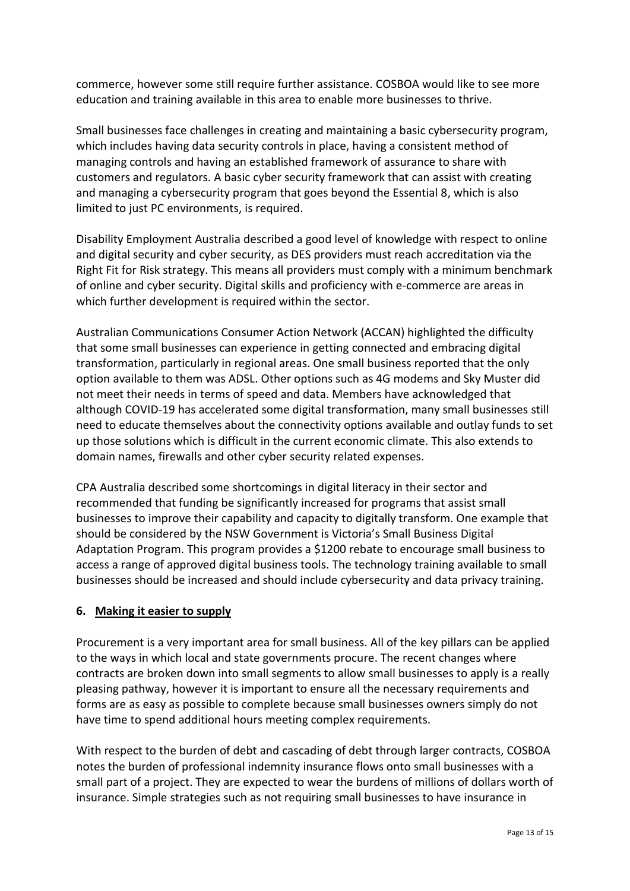commerce, however some still require further assistance. COSBOA would like to see more education and training available in this area to enable more businesses to thrive.

Small businesses face challenges in creating and maintaining a basic cybersecurity program, which includes having data security controls in place, having a consistent method of managing controls and having an established framework of assurance to share with customers and regulators. A basic cyber security framework that can assist with creating and managing a cybersecurity program that goes beyond the Essential 8, which is also limited to just PC environments, is required.

Disability Employment Australia described a good level of knowledge with respect to online and digital security and cyber security, as DES providers must reach accreditation via the Right Fit for Risk strategy. This means all providers must comply with a minimum benchmark of online and cyber security. Digital skills and proficiency with e-commerce are areas in which further development is required within the sector.

Australian Communications Consumer Action Network (ACCAN) highlighted the difficulty that some small businesses can experience in getting connected and embracing digital transformation, particularly in regional areas. One small business reported that the only option available to them was ADSL. Other options such as 4G modems and Sky Muster did not meet their needs in terms of speed and data. Members have acknowledged that although COVID-19 has accelerated some digital transformation, many small businesses still need to educate themselves about the connectivity options available and outlay funds to set up those solutions which is difficult in the current economic climate. This also extends to domain names, firewalls and other cyber security related expenses.

CPA Australia described some shortcomings in digital literacy in their sector and recommended that funding be significantly increased for programs that assist small businesses to improve their capability and capacity to digitally transform. One example that should be considered by the NSW Government is Victoria's Small Business Digital Adaptation Program. This program provides a $1200 rebate to encourage small business to access a range of approved digital business tools. The technology training available to small businesses should be increased and should include cybersecurity and data privacy training.

## 6. Making it easier to supply

Procurement is a very important area for small business. All of the key pillars can be applied to the ways in which local and state governments procure. The recent changes where contracts are broken down into small segments to allow small businesses to apply is a really pleasing pathway, however it is important to ensure all the necessary requirements and forms are as easy as possible to complete because small businesses owners simply do not have time to spend additional hours meeting complex requirements.

With respect to the burden of debt and cascading of debt through larger contracts, COSBOA notes the burden of professional indemnity insurance flows onto small businesses with a small part of a project. They are expected to wear the burdens of millions of dollars worth of insurance. Simple strategies such as not requiring small businesses to have insurance in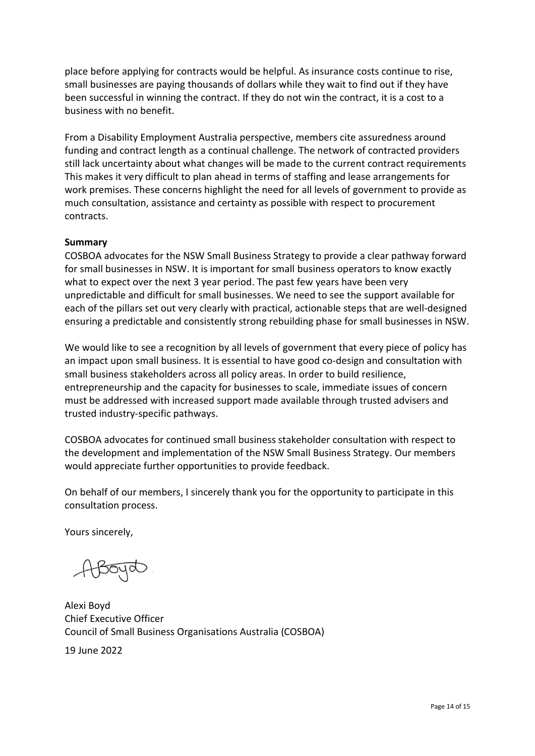place before applying for contracts would be helpful. As insurance costs continue to rise, small businesses are paying thousands of dollars while they wait to find out if they have been successful in winning the contract. If they do not win the contract, it is a cost to a business with no benefit.

From a Disability Employment Australia perspective, members cite assuredness around funding and contract length as a continual challenge. The network of contracted providers still lack uncertainty about what changes will be made to the current contract requirements This makes it very difficult to plan ahead in terms of staffing and lease arrangements for work premises. These concerns highlight the need for all levels of government to provide as much consultation, assistance and certainty as possible with respect to procurement contracts.

**Summary**

COSBOA advocates for the NSW Small Business Strategy to provide a clear pathway forward for small businesses in NSW. It is important for small business operators to know exactly what to expect over the next 3 year period. The past few years have been very unpredictable and difficult for small businesses. We need to see the support available for each of the pillars set out very clearly with practical, actionable steps that are well-designed ensuring a predictable and consistently strong rebuilding phase for small businesses in NSW.

We would like to see a recognition by all levels of government that every piece of policy has an impact upon small business. It is essential to have good co-design and consultation with small business stakeholders across all policy areas. In order to build resilience, entrepreneurship and the capacity for businesses to scale, immediate issues of concern must be addressed with increased support made available through trusted advisers and trusted industry-specific pathways.

COSBOA advocates for continued small business stakeholder consultation with respect to the development and implementation of the NSW Small Business Strategy. Our members would appreciate further opportunities to provide feedback.

On behalf of our members, I sincerely thank you for the opportunity to participate in this consultation process.

Yours sincerely,

Alexi Boyd
Chief Executive Officer
Council of Small Business Organisations Australia (COSBOA)

19 June 2022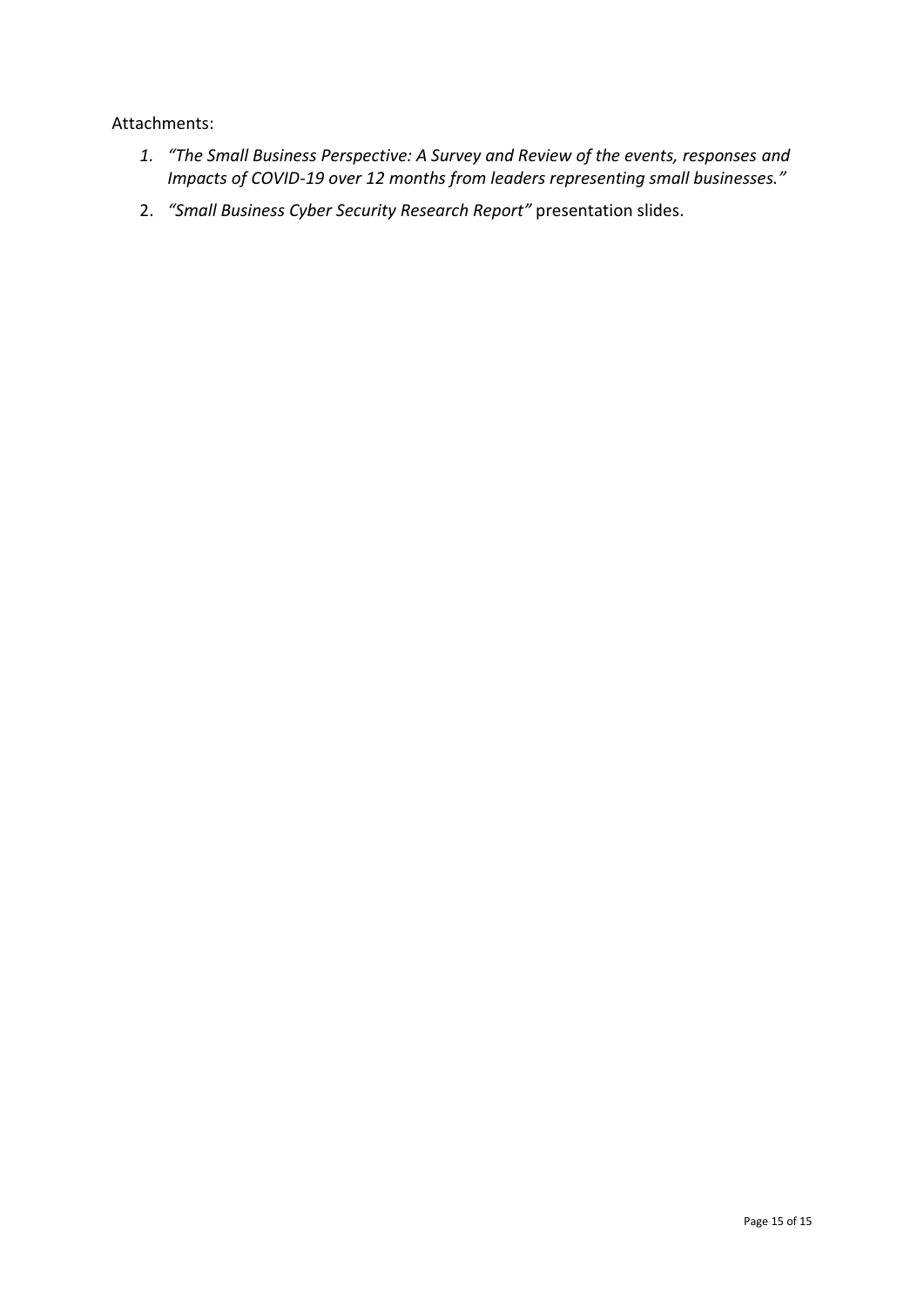Attachments:

1. *"The Small Business Perspective: A Survey and Review of the events, responses and Impacts of COVID-19 over 12 months from leaders representing small businesses."*
2. *"Small Business Cyber Security Research Report"* presentation slides.